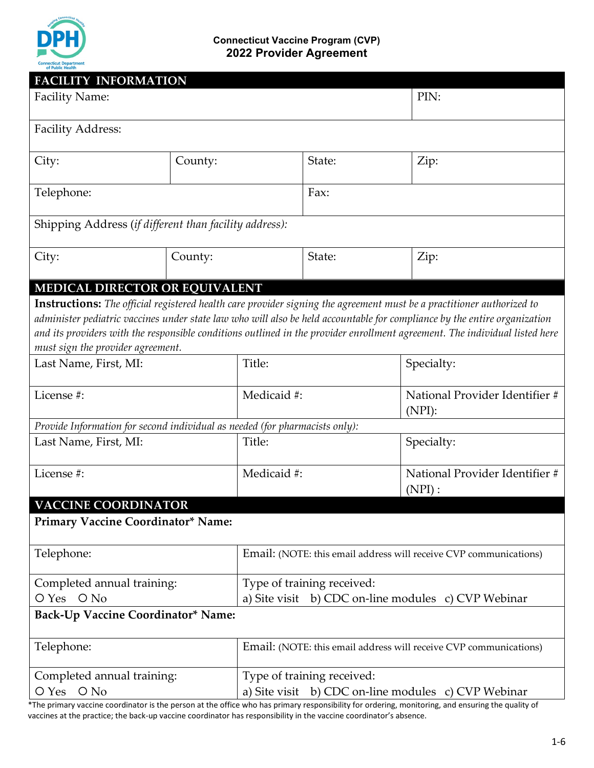# Connecticut Vaccine Program (CVP)
## 2022 Provider Agreement

## FACILITY INFORMATION

| Facility Name: | | | PIN: |
|---|---|---|---|
| Facility Address: | | | |
| City: | County: | State: | Zip: |
| Telephone: | | Fax: | |
| Shipping Address (*if different than facility address):* | | | |
| City: | County: | State: | Zip: |

## MEDICAL DIRECTOR OR EQUIVALENT

**Instructions:** *The official registered health care provider signing the agreement must be a practitioner authorized to administer pediatric vaccines under state law who will also be held accountable for compliance by the entire organization and its providers with the responsible conditions outlined in the provider enrollment agreement. The individual listed here must sign the provider agreement.*

| Last Name, First, MI: | Title: | Specialty: |
|---|---|---|
| License #: | Medicaid #: | National Provider Identifier # (NPI): |

*Provide Information for second individual as needed (for pharmacists only):*

| Last Name, First, MI: | Title: | Specialty: |
|---|---|---|
| License #: | Medicaid #: | National Provider Identifier # (NPI) : |

## VACCINE COORDINATOR

**Primary Vaccine Coordinator* Name:**

| Telephone: | Email: (NOTE: this email address will receive CVP communications) |
|---|---|
| Completed annual training: O Yes O No | Type of training received: a) Site visit b) CDC on-line modules c) CVP Webinar |

**Back-Up Vaccine Coordinator* Name:**

| Telephone: | Email: (NOTE: this email address will receive CVP communications) |
|---|---|
| Completed annual training: O Yes O No | Type of training received: a) Site visit b) CDC on-line modules c) CVP Webinar |

*The primary vaccine coordinator is the person at the office who has primary responsibility for ordering, monitoring, and ensuring the quality of vaccines at the practice; the back-up vaccine coordinator has responsibility in the vaccine coordinator's absence.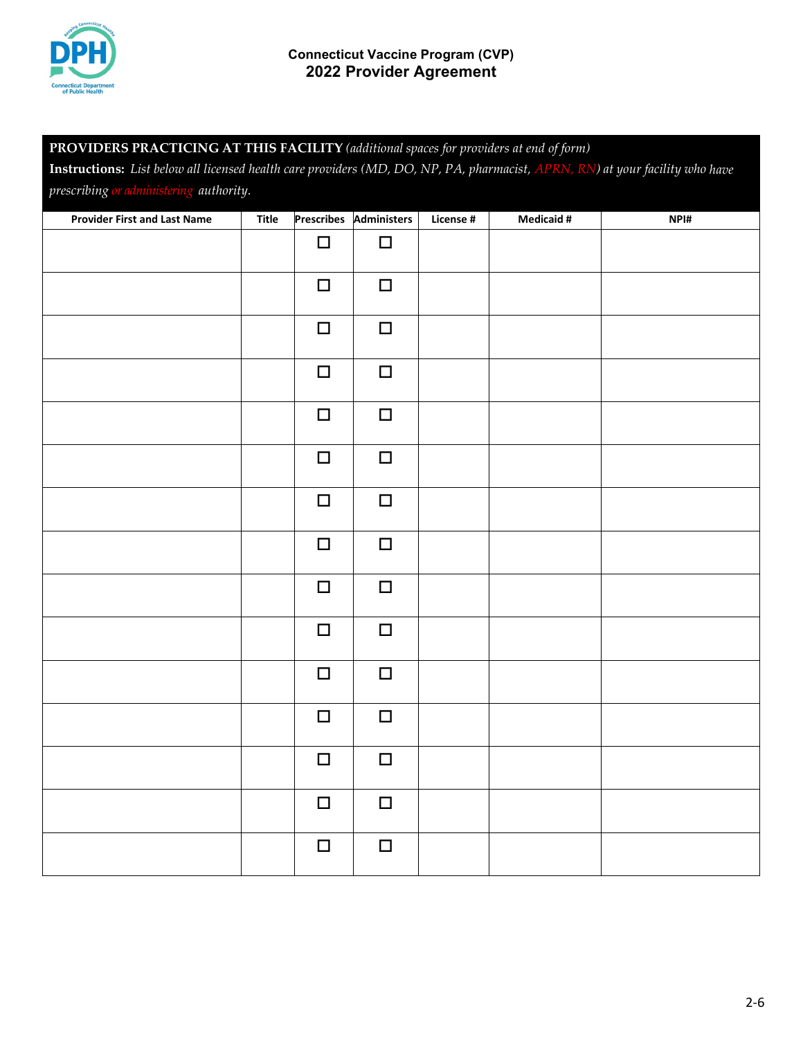# Connecticut Vaccine Program (CVP)
## 2022 Provider Agreement

**PROVIDERS PRACTICING AT THIS FACILITY** *(additional spaces for providers at end of form)*

**Instructions:** *List below all licensed health care providers (MD, DO, NP, PA, pharmacist, APRN, RN) at your facility who have prescribing or administering authority.*

| Provider First and Last Name | Title | Prescribes | Administers | License # | Medicaid # | NPI# |
|---|---|---|---|---|---|---|
| | | ☐ | ☐ | | | |
| | | ☐ | ☐ | | | |
| | | ☐ | ☐ | | | |
| | | ☐ | ☐ | | | |
| | | ☐ | ☐ | | | |
| | | ☐ | ☐ | | | |
| | | ☐ | ☐ | | | |
| | | ☐ | ☐ | | | |
| | | ☐ | ☐ | | | |
| | | ☐ | ☐ | | | |
| | | ☐ | ☐ | | | |
| | | ☐ | ☐ | | | |
| | | ☐ | ☐ | | | |
| | | ☐ | ☐ | | | |
| | | ☐ | ☐ | | | |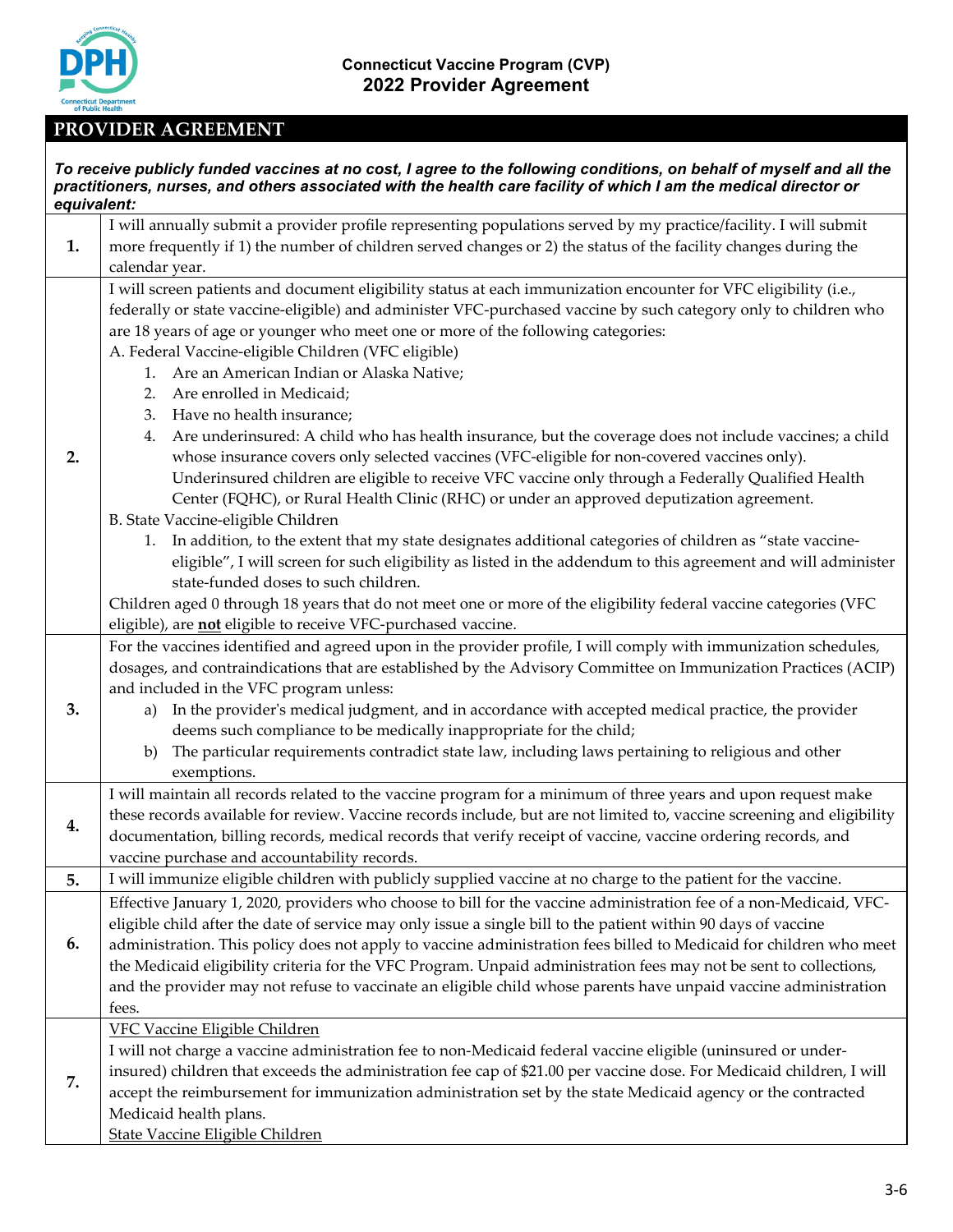**Connecticut Vaccine Program (CVP)**
**2022 Provider Agreement**

## PROVIDER AGREEMENT

***To receive publicly funded vaccines at no cost, I agree to the following conditions, on behalf of myself and all the practitioners, nurses, and others associated with the health care facility of which I am the medical director or equivalent:***

| | |
|---|---|
| **1.** | I will annually submit a provider profile representing populations served by my practice/facility. I will submit more frequently if 1) the number of children served changes or 2) the status of the facility changes during the calendar year. |
| **2.** | I will screen patients and document eligibility status at each immunization encounter for VFC eligibility (i.e., federally or state vaccine-eligible) and administer VFC-purchased vaccine by such category only to children who are 18 years of age or younger who meet one or more of the following categories:<br>A. Federal Vaccine-eligible Children (VFC eligible)<br>1. Are an American Indian or Alaska Native;<br>2. Are enrolled in Medicaid;<br>3. Have no health insurance;<br>4. Are underinsured: A child who has health insurance, but the coverage does not include vaccines; a child whose insurance covers only selected vaccines (VFC-eligible for non-covered vaccines only). Underinsured children are eligible to receive VFC vaccine only through a Federally Qualified Health Center (FQHC), or Rural Health Clinic (RHC) or under an approved deputization agreement.<br>B. State Vaccine-eligible Children<br>1. In addition, to the extent that my state designates additional categories of children as "state vaccine-eligible", I will screen for such eligibility as listed in the addendum to this agreement and will administer state-funded doses to such children.<br>Children aged 0 through 18 years that do not meet one or more of the eligibility federal vaccine categories (VFC eligible), are **not** eligible to receive VFC-purchased vaccine. |
| **3.** | For the vaccines identified and agreed upon in the provider profile, I will comply with immunization schedules, dosages, and contraindications that are established by the Advisory Committee on Immunization Practices (ACIP) and included in the VFC program unless:<br>a) In the provider's medical judgment, and in accordance with accepted medical practice, the provider deems such compliance to be medically inappropriate for the child;<br>b) The particular requirements contradict state law, including laws pertaining to religious and other exemptions. |
| **4.** | I will maintain all records related to the vaccine program for a minimum of three years and upon request make these records available for review. Vaccine records include, but are not limited to, vaccine screening and eligibility documentation, billing records, medical records that verify receipt of vaccine, vaccine ordering records, and vaccine purchase and accountability records. |
| **5.** | I will immunize eligible children with publicly supplied vaccine at no charge to the patient for the vaccine. |
| **6.** | Effective January 1, 2020, providers who choose to bill for the vaccine administration fee of a non-Medicaid, VFC-eligible child after the date of service may only issue a single bill to the patient within 90 days of vaccine administration. This policy does not apply to vaccine administration fees billed to Medicaid for children who meet the Medicaid eligibility criteria for the VFC Program. Unpaid administration fees may not be sent to collections, and the provider may not refuse to vaccinate an eligible child whose parents have unpaid vaccine administration fees. |
| **7.** | <u>VFC Vaccine Eligible Children</u><br>I will not charge a vaccine administration fee to non-Medicaid federal vaccine eligible (uninsured or under-insured) children that exceeds the administration fee cap of $21.00 per vaccine dose. For Medicaid children, I will accept the reimbursement for immunization administration set by the state Medicaid agency or the contracted Medicaid health plans.<br><u>State Vaccine Eligible Children</u> |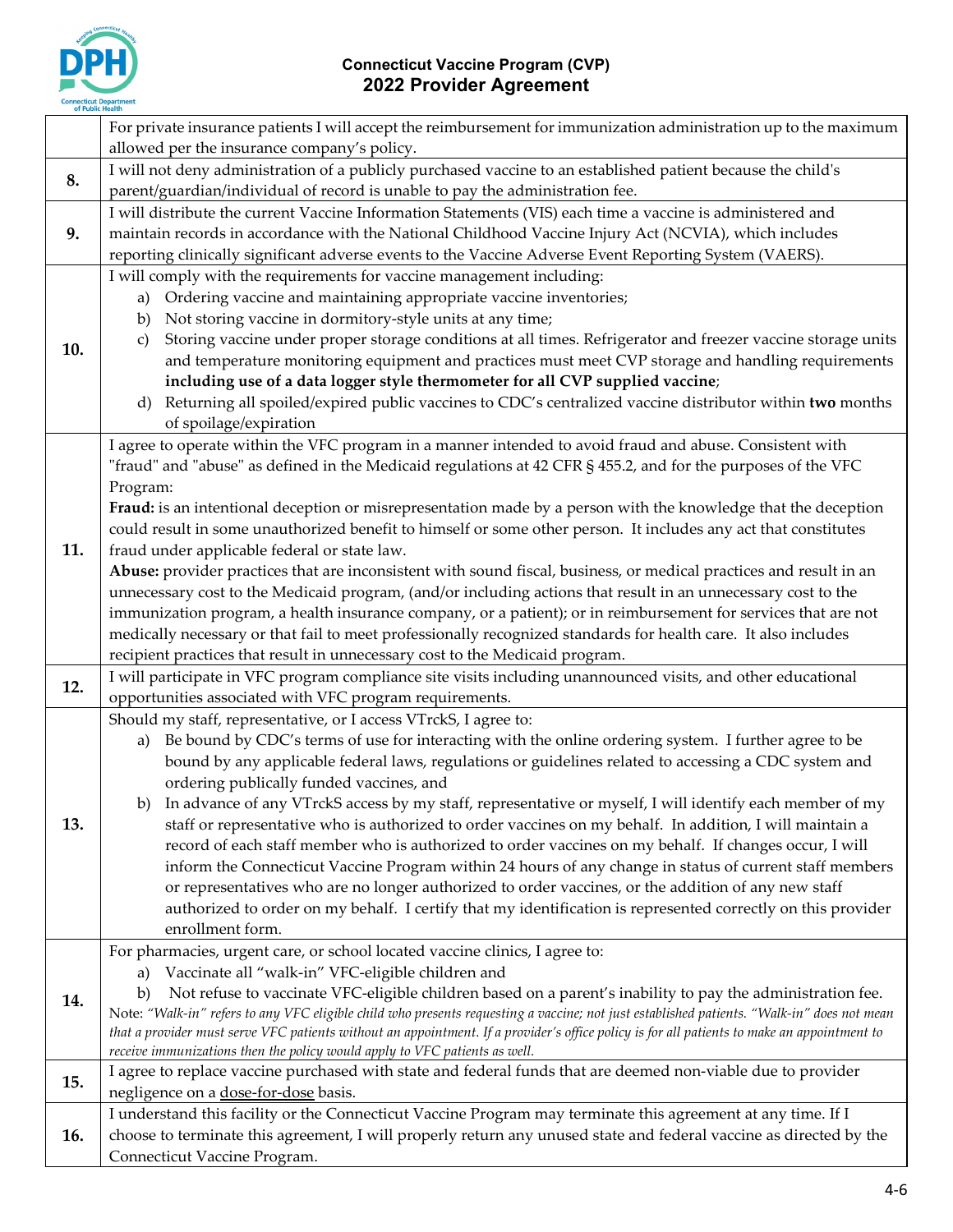# Connecticut Vaccine Program (CVP)
## 2022 Provider Agreement

| | |
|---|---|
| | For private insurance patients I will accept the reimbursement for immunization administration up to the maximum allowed per the insurance company's policy. |
| **8.** | I will not deny administration of a publicly purchased vaccine to an established patient because the child's parent/guardian/individual of record is unable to pay the administration fee. |
| **9.** | I will distribute the current Vaccine Information Statements (VIS) each time a vaccine is administered and maintain records in accordance with the National Childhood Vaccine Injury Act (NCVIA), which includes reporting clinically significant adverse events to the Vaccine Adverse Event Reporting System (VAERS). |
| **10.** | I will comply with the requirements for vaccine management including:<br>a) Ordering vaccine and maintaining appropriate vaccine inventories;<br>b) Not storing vaccine in dormitory-style units at any time;<br>c) Storing vaccine under proper storage conditions at all times. Refrigerator and freezer vaccine storage units and temperature monitoring equipment and practices must meet CVP storage and handling requirements **including use of a data logger style thermometer for all CVP supplied vaccine**;<br>d) Returning all spoiled/expired public vaccines to CDC's centralized vaccine distributor within **two** months of spoilage/expiration |
| **11.** | I agree to operate within the VFC program in a manner intended to avoid fraud and abuse. Consistent with "fraud" and "abuse" as defined in the Medicaid regulations at 42 CFR § 455.2, and for the purposes of the VFC Program:<br>**Fraud:** is an intentional deception or misrepresentation made by a person with the knowledge that the deception could result in some unauthorized benefit to himself or some other person. It includes any act that constitutes fraud under applicable federal or state law.<br>**Abuse:** provider practices that are inconsistent with sound fiscal, business, or medical practices and result in an unnecessary cost to the Medicaid program, (and/or including actions that result in an unnecessary cost to the immunization program, a health insurance company, or a patient); or in reimbursement for services that are not medically necessary or that fail to meet professionally recognized standards for health care. It also includes recipient practices that result in unnecessary cost to the Medicaid program. |
| **12.** | I will participate in VFC program compliance site visits including unannounced visits, and other educational opportunities associated with VFC program requirements. |
| **13.** | Should my staff, representative, or I access VTrckS, I agree to:<br>a) Be bound by CDC's terms of use for interacting with the online ordering system. I further agree to be bound by any applicable federal laws, regulations or guidelines related to accessing a CDC system and ordering publically funded vaccines, and<br>b) In advance of any VTrckS access by my staff, representative or myself, I will identify each member of my staff or representative who is authorized to order vaccines on my behalf. In addition, I will maintain a record of each staff member who is authorized to order vaccines on my behalf. If changes occur, I will inform the Connecticut Vaccine Program within 24 hours of any change in status of current staff members or representatives who are no longer authorized to order vaccines, or the addition of any new staff authorized to order on my behalf. I certify that my identification is represented correctly on this provider enrollment form. |
| **14.** | For pharmacies, urgent care, or school located vaccine clinics, I agree to:<br>a) Vaccinate all "walk-in" VFC-eligible children and<br>b) Not refuse to vaccinate VFC-eligible children based on a parent's inability to pay the administration fee.<br>Note: *"Walk-in" refers to any VFC eligible child who presents requesting a vaccine; not just established patients. "Walk-in" does not mean that a provider must serve VFC patients without an appointment. If a provider's office policy is for all patients to make an appointment to receive immunizations then the policy would apply to VFC patients as well.* |
| **15.** | I agree to replace vaccine purchased with state and federal funds that are deemed non-viable due to provider negligence on a <u>dose-for-dose</u> basis. |
| **16.** | I understand this facility or the Connecticut Vaccine Program may terminate this agreement at any time. If I choose to terminate this agreement, I will properly return any unused state and federal vaccine as directed by the Connecticut Vaccine Program. |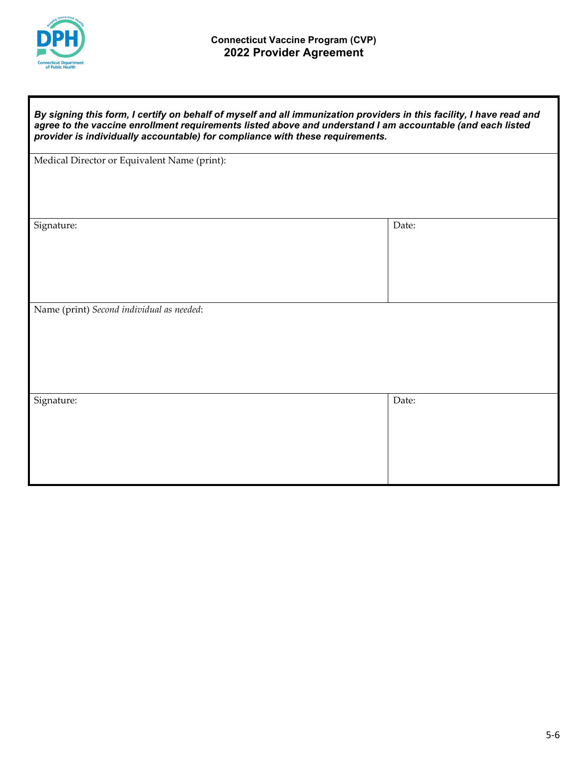**Connecticut Vaccine Program (CVP)**
**2022 Provider Agreement**

| ***By signing this form, I certify on behalf of myself and all immunization providers in this facility, I have read and agree to the vaccine enrollment requirements listed above and understand I am accountable (and each listed provider is individually accountable) for compliance with these requirements.*** | |
|---|---|
| Medical Director or Equivalent Name (print): | |
| Signature: | Date: |
| Name (print) *Second individual as needed*: | |
| Signature: | Date: |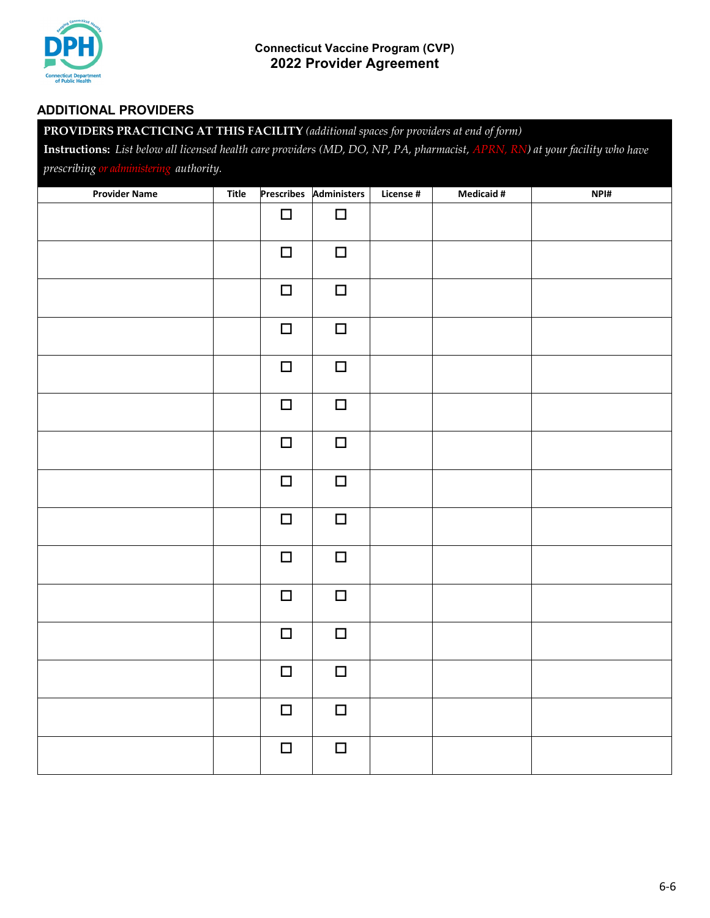Connecticut Vaccine Program (CVP)
**2022 Provider Agreement**

## ADDITIONAL PROVIDERS

**PROVIDERS PRACTICING AT THIS FACILITY** *(additional spaces for providers at end of form)*

**Instructions:** *List below all licensed health care providers (MD, DO, NP, PA, pharmacist, APRN, RN) at your facility who have prescribing or administering authority.*

| Provider Name | Title | Prescribes | Administers | License # | Medicaid # | NPI# |
|---|---|---|---|---|---|---|
| | | ☐ | ☐ | | | |
| | | ☐ | ☐ | | | |
| | | ☐ | ☐ | | | |
| | | ☐ | ☐ | | | |
| | | ☐ | ☐ | | | |
| | | ☐ | ☐ | | | |
| | | ☐ | ☐ | | | |
| | | ☐ | ☐ | | | |
| | | ☐ | ☐ | | | |
| | | ☐ | ☐ | | | |
| | | ☐ | ☐ | | | |
| | | ☐ | ☐ | | | |
| | | ☐ | ☐ | | | |
| | | ☐ | ☐ | | | |
| | | ☐ | ☐ | | | |